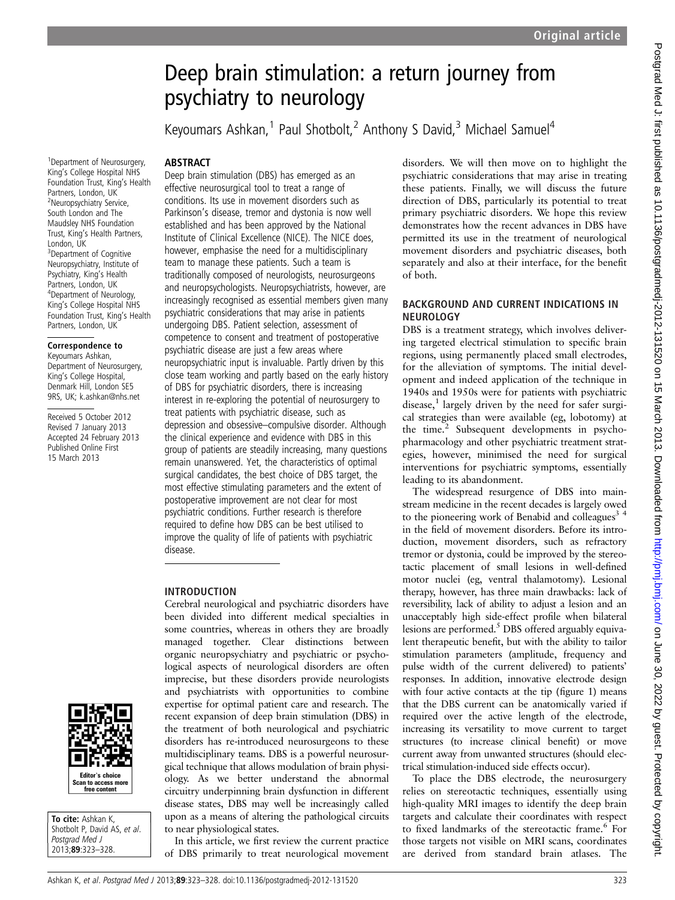Original article

# Deep brain stimulation: a return journey from psychiatry to neurology

Keyoumars Ashkan,[1] Paul Shotbolt,[2] Anthony S David,[3] Michael Samuel[4]

[1]Department of Neurosurgery, King's College Hospital NHS Foundation Trust, King's Health Partners, London, UK
[2]Neuropsychiatry Service, South London and The Maudsley NHS Foundation Trust, King's Health Partners, London, UK
[3]Department of Cognitive Neuropsychiatry, Institute of Psychiatry, King's Health Partners, London, UK
[4]Department of Neurology, King's College Hospital NHS Foundation Trust, King's Health Partners, London, UK

**Correspondence to**
Keyoumars Ashkan, Department of Neurosurgery, King's College Hospital, Denmark Hill, London SE5 9RS, UK; k.ashkan@nhs.net

Received 5 October 2012
Revised 7 January 2013
Accepted 24 February 2013
Published Online First 15 March 2013

**To cite:** Ashkan K, Shotbolt P, David AS, *et al*. *Postgrad Med J* 2013;**89**:323–328.

## ABSTRACT

Deep brain stimulation (DBS) has emerged as an effective neurosurgical tool to treat a range of conditions. Its use in movement disorders such as Parkinson's disease, tremor and dystonia is now well established and has been approved by the National Institute of Clinical Excellence (NICE). The NICE does, however, emphasise the need for a multidisciplinary team to manage these patients. Such a team is traditionally composed of neurologists, neurosurgeons and neuropsychologists. Neuropsychiatrists, however, are increasingly recognised as essential members given many psychiatric considerations that may arise in patients undergoing DBS. Patient selection, assessment of competence to consent and treatment of postoperative psychiatric disease are just a few areas where neuropsychiatric input is invaluable. Partly driven by this close team working and partly based on the early history of DBS for psychiatric disorders, there is increasing interest in re-exploring the potential of neurosurgery to treat patients with psychiatric disease, such as depression and obsessive–compulsive disorder. Although the clinical experience and evidence with DBS in this group of patients are steadily increasing, many questions remain unanswered. Yet, the characteristics of optimal surgical candidates, the best choice of DBS target, the most effective stimulating parameters and the extent of postoperative improvement are not clear for most psychiatric conditions. Further research is therefore required to define how DBS can be best utilised to improve the quality of life of patients with psychiatric disease.

## INTRODUCTION

Cerebral neurological and psychiatric disorders have been divided into different medical specialties in some countries, whereas in others they are broadly managed together. Clear distinctions between organic neuropsychiatry and psychiatric or psychological aspects of neurological disorders are often imprecise, but these disorders provide neurologists and psychiatrists with opportunities to combine expertise for optimal patient care and research. The recent expansion of deep brain stimulation (DBS) in the treatment of both neurological and psychiatric disorders has re-introduced neurosurgeons to these multidisciplinary teams. DBS is a powerful neurosurgical technique that allows modulation of brain physiology. As we better understand the abnormal circuitry underpinning brain dysfunction in different disease states, DBS may well be increasingly called upon as a means of altering the pathological circuits to near physiological states.

In this article, we first review the current practice of DBS primarily to treat neurological movement disorders. We will then move on to highlight the psychiatric considerations that may arise in treating these patients. Finally, we will discuss the future direction of DBS, particularly its potential to treat primary psychiatric disorders. We hope this review demonstrates how the recent advances in DBS have permitted its use in the treatment of neurological movement disorders and psychiatric diseases, both separately and also at their interface, for the benefit of both.

## BACKGROUND AND CURRENT INDICATIONS IN NEUROLOGY

DBS is a treatment strategy, which involves delivering targeted electrical stimulation to specific brain regions, using permanently placed small electrodes, for the alleviation of symptoms. The initial development and indeed application of the technique in 1940s and 1950s were for patients with psychiatric disease,[1] largely driven by the need for safer surgical strategies than were available (eg, lobotomy) at the time.[2] Subsequent developments in psychopharmacology and other psychiatric treatment strategies, however, minimised the need for surgical interventions for psychiatric symptoms, essentially leading to its abandonment.

The widespread resurgence of DBS into mainstream medicine in the recent decades is largely owed to the pioneering work of Benabid and colleagues[3,4] in the field of movement disorders. Before its introduction, movement disorders, such as refractory tremor or dystonia, could be improved by the stereotactic placement of small lesions in well-defined motor nuclei (eg, ventral thalamotomy). Lesional therapy, however, has three main drawbacks: lack of reversibility, lack of ability to adjust a lesion and an unacceptably high side-effect profile when bilateral lesions are performed.[5] DBS offered arguably equivalent therapeutic benefit, but with the ability to tailor stimulation parameters (amplitude, frequency and pulse width of the current delivered) to patients' responses. In addition, innovative electrode design with four active contacts at the tip (figure 1) means that the DBS current can be anatomically varied if required over the active length of the electrode, increasing its versatility to move current to target structures (to increase clinical benefit) or move current away from unwanted structures (should electrical stimulation-induced side effects occur).

To place the DBS electrode, the neurosurgery relies on stereotactic techniques, essentially using high-quality MRI images to identify the deep brain targets and calculate their coordinates with respect to fixed landmarks of the stereotactic frame.[6] For those targets not visible on MRI scans, coordinates are derived from standard brain atlases. The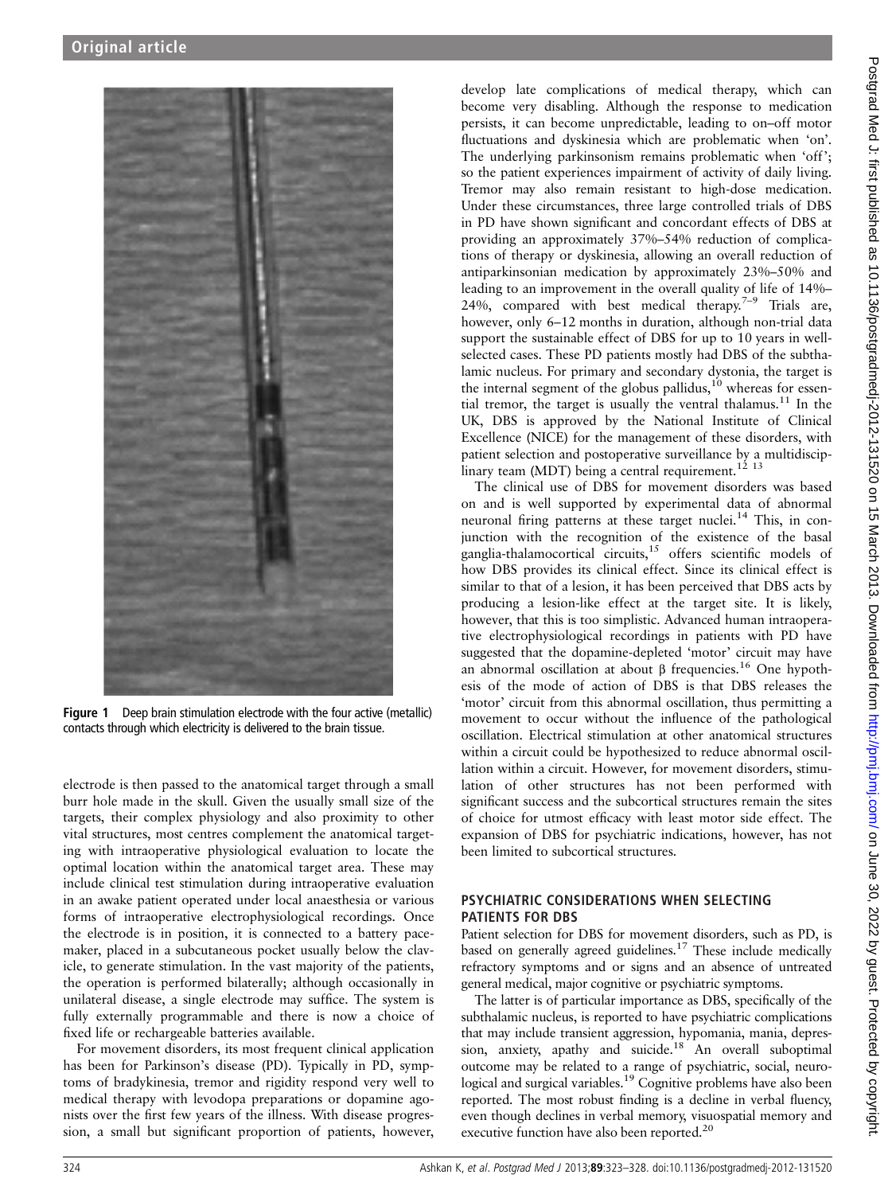Figure 1 Deep brain stimulation electrode with the four active (metallic) contacts through which electricity is delivered to the brain tissue.

electrode is then passed to the anatomical target through a small burr hole made in the skull. Given the usually small size of the targets, their complex physiology and also proximity to other vital structures, most centres complement the anatomical targeting with intraoperative physiological evaluation to locate the optimal location within the anatomical target area. These may include clinical test stimulation during intraoperative evaluation in an awake patient operated under local anaesthesia or various forms of intraoperative electrophysiological recordings. Once the electrode is in position, it is connected to a battery pacemaker, placed in a subcutaneous pocket usually below the clavicle, to generate stimulation. In the vast majority of the patients, the operation is performed bilaterally; although occasionally in unilateral disease, a single electrode may suffice. The system is fully externally programmable and there is now a choice of fixed life or rechargeable batteries available.

For movement disorders, its most frequent clinical application has been for Parkinson's disease (PD). Typically in PD, symptoms of bradykinesia, tremor and rigidity respond very well to medical therapy with levodopa preparations or dopamine agonists over the first few years of the illness. With disease progression, a small but significant proportion of patients, however, develop late complications of medical therapy, which can become very disabling. Although the response to medication persists, it can become unpredictable, leading to on–off motor fluctuations and dyskinesia which are problematic when 'on'. The underlying parkinsonism remains problematic when 'off'; so the patient experiences impairment of activity of daily living. Tremor may also remain resistant to high-dose medication. Under these circumstances, three large controlled trials of DBS in PD have shown significant and concordant effects of DBS at providing an approximately 37%–54% reduction of complications of therapy or dyskinesia, allowing an overall reduction of antiparkinsonian medication by approximately 23%–50% and leading to an improvement in the overall quality of life of 14%–24%, compared with best medical therapy.[7–9] Trials are, however, only 6–12 months in duration, although non-trial data support the sustainable effect of DBS for up to 10 years in well-selected cases. These PD patients mostly had DBS of the subthalamic nucleus. For primary and secondary dystonia, the target is the internal segment of the globus pallidus,[10] whereas for essential tremor, the target is usually the ventral thalamus.[11] In the UK, DBS is approved by the National Institute of Clinical Excellence (NICE) for the management of these disorders, with patient selection and postoperative surveillance by a multidisciplinary team (MDT) being a central requirement.[12 13]

The clinical use of DBS for movement disorders was based on and is well supported by experimental data of abnormal neuronal firing patterns at these target nuclei.[14] This, in conjunction with the recognition of the existence of the basal ganglia-thalamocortical circuits,[15] offers scientific models of how DBS provides its clinical effect. Since its clinical effect is similar to that of a lesion, it has been perceived that DBS acts by producing a lesion-like effect at the target site. It is likely, however, that this is too simplistic. Advanced human intraoperative electrophysiological recordings in patients with PD have suggested that the dopamine-depleted 'motor' circuit may have an abnormal oscillation at about β frequencies.[16] One hypothesis of the mode of action of DBS is that DBS releases the 'motor' circuit from this abnormal oscillation, thus permitting a movement to occur without the influence of the pathological oscillation. Electrical stimulation at other anatomical structures within a circuit could be hypothesized to reduce abnormal oscillation within a circuit. However, for movement disorders, stimulation of other structures has not been performed with significant success and the subcortical structures remain the sites of choice for utmost efficacy with least motor side effect. The expansion of DBS for psychiatric indications, however, has not been limited to subcortical structures.

## PSYCHIATRIC CONSIDERATIONS WHEN SELECTING PATIENTS FOR DBS

Patient selection for DBS for movement disorders, such as PD, is based on generally agreed guidelines.[17] These include medically refractory symptoms and or signs and an absence of untreated general medical, major cognitive or psychiatric symptoms.

The latter is of particular importance as DBS, specifically of the subthalamic nucleus, is reported to have psychiatric complications that may include transient aggression, hypomania, mania, depression, anxiety, apathy and suicide.[18] An overall suboptimal outcome may be related to a range of psychiatric, social, neurological and surgical variables.[19] Cognitive problems have also been reported. The most robust finding is a decline in verbal fluency, even though declines in verbal memory, visuospatial memory and executive function have also been reported.[20]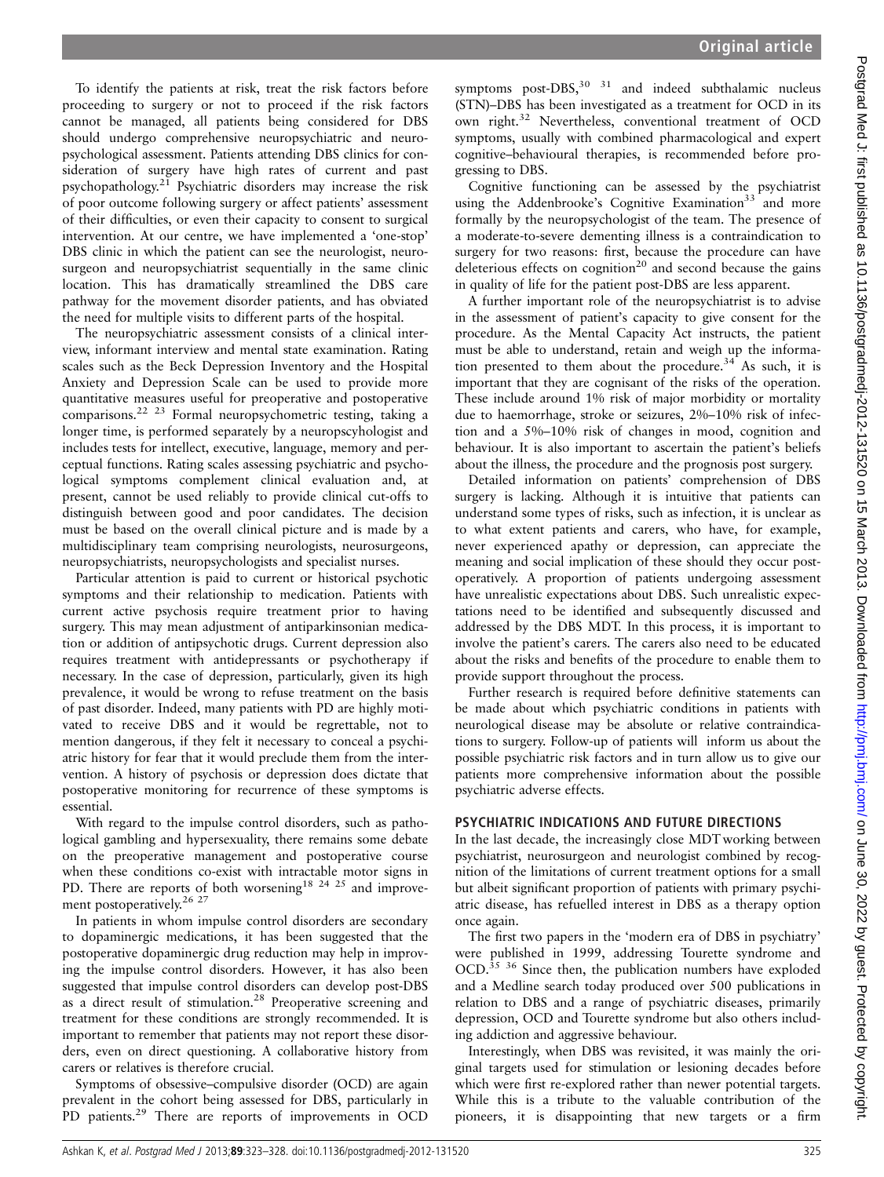To identify the patients at risk, treat the risk factors before proceeding to surgery or not to proceed if the risk factors cannot be managed, all patients being considered for DBS should undergo comprehensive neuropsychiatric and neuropsychological assessment. Patients attending DBS clinics for consideration of surgery have high rates of current and past psychopathology.[21] Psychiatric disorders may increase the risk of poor outcome following surgery or affect patients' assessment of their difficulties, or even their capacity to consent to surgical intervention. At our centre, we have implemented a 'one-stop' DBS clinic in which the patient can see the neurologist, neurosurgeon and neuropsychiatrist sequentially in the same clinic location. This has dramatically streamlined the DBS care pathway for the movement disorder patients, and has obviated the need for multiple visits to different parts of the hospital.

The neuropsychiatric assessment consists of a clinical interview, informant interview and mental state examination. Rating scales such as the Beck Depression Inventory and the Hospital Anxiety and Depression Scale can be used to provide more quantitative measures useful for preoperative and postoperative comparisons.[22 23] Formal neuropsychometric testing, taking a longer time, is performed separately by a neuropscychologist and includes tests for intellect, executive, language, memory and perceptual functions. Rating scales assessing psychiatric and psychological symptoms complement clinical evaluation and, at present, cannot be used reliably to provide clinical cut-offs to distinguish between good and poor candidates. The decision must be based on the overall clinical picture and is made by a multidisciplinary team comprising neurologists, neurosurgeons, neuropsychiatrists, neuropsychologists and specialist nurses.

Particular attention is paid to current or historical psychotic symptoms and their relationship to medication. Patients with current active psychosis require treatment prior to having surgery. This may mean adjustment of antiparkinsonian medication or addition of antipsychotic drugs. Current depression also requires treatment with antidepressants or psychotherapy if necessary. In the case of depression, particularly, given its high prevalence, it would be wrong to refuse treatment on the basis of past disorder. Indeed, many patients with PD are highly motivated to receive DBS and it would be regrettable, not to mention dangerous, if they felt it necessary to conceal a psychiatric history for fear that it would preclude them from the intervention. A history of psychosis or depression does dictate that postoperative monitoring for recurrence of these symptoms is essential.

With regard to the impulse control disorders, such as pathological gambling and hypersexuality, there remains some debate on the preoperative management and postoperative course when these conditions co-exist with intractable motor signs in PD. There are reports of both worsening[18 24 25] and improvement postoperatively.[26 27]

In patients in whom impulse control disorders are secondary to dopaminergic medications, it has been suggested that the postoperative dopaminergic drug reduction may help in improving the impulse control disorders. However, it has also been suggested that impulse control disorders can develop post-DBS as a direct result of stimulation.[28] Preoperative screening and treatment for these conditions are strongly recommended. It is important to remember that patients may not report these disorders, even on direct questioning. A collaborative history from carers or relatives is therefore crucial.

Symptoms of obsessive–compulsive disorder (OCD) are again prevalent in the cohort being assessed for DBS, particularly in PD patients.[29] There are reports of improvements in OCD symptoms post-DBS,[30 31] and indeed subthalamic nucleus (STN)–DBS has been investigated as a treatment for OCD in its own right.[32] Nevertheless, conventional treatment of OCD symptoms, usually with combined pharmacological and expert cognitive–behavioural therapies, is recommended before progressing to DBS.

Cognitive functioning can be assessed by the psychiatrist using the Addenbrooke's Cognitive Examination[33] and more formally by the neuropsychologist of the team. The presence of a moderate-to-severe dementing illness is a contraindication to surgery for two reasons: first, because the procedure can have deleterious effects on cognition[20] and second because the gains in quality of life for the patient post-DBS are less apparent.

A further important role of the neuropsychiatrist is to advise in the assessment of patient's capacity to give consent for the procedure. As the Mental Capacity Act instructs, the patient must be able to understand, retain and weigh up the information presented to them about the procedure.[34] As such, it is important that they are cognisant of the risks of the operation. These include around 1% risk of major morbidity or mortality due to haemorrhage, stroke or seizures, 2%–10% risk of infection and a 5%–10% risk of changes in mood, cognition and behaviour. It is also important to ascertain the patient's beliefs about the illness, the procedure and the prognosis post surgery.

Detailed information on patients' comprehension of DBS surgery is lacking. Although it is intuitive that patients can understand some types of risks, such as infection, it is unclear as to what extent patients and carers, who have, for example, never experienced apathy or depression, can appreciate the meaning and social implication of these should they occur postoperatively. A proportion of patients undergoing assessment have unrealistic expectations about DBS. Such unrealistic expectations need to be identified and subsequently discussed and addressed by the DBS MDT. In this process, it is important to involve the patient's carers. The carers also need to be educated about the risks and benefits of the procedure to enable them to provide support throughout the process.

Further research is required before definitive statements can be made about which psychiatric conditions in patients with neurological disease may be absolute or relative contraindications to surgery. Follow-up of patients will inform us about the possible psychiatric risk factors and in turn allow us to give our patients more comprehensive information about the possible psychiatric adverse effects.

## PSYCHIATRIC INDICATIONS AND FUTURE DIRECTIONS

In the last decade, the increasingly close MDT working between psychiatrist, neurosurgeon and neurologist combined by recognition of the limitations of current treatment options for a small but albeit significant proportion of patients with primary psychiatric disease, has refuelled interest in DBS as a therapy option once again.

The first two papers in the 'modern era of DBS in psychiatry' were published in 1999, addressing Tourette syndrome and OCD.[35 36] Since then, the publication numbers have exploded and a Medline search today produced over 500 publications in relation to DBS and a range of psychiatric diseases, primarily depression, OCD and Tourette syndrome but also others including addiction and aggressive behaviour.

Interestingly, when DBS was revisited, it was mainly the original targets used for stimulation or lesioning decades before which were first re-explored rather than newer potential targets. While this is a tribute to the valuable contribution of the pioneers, it is disappointing that new targets or a firm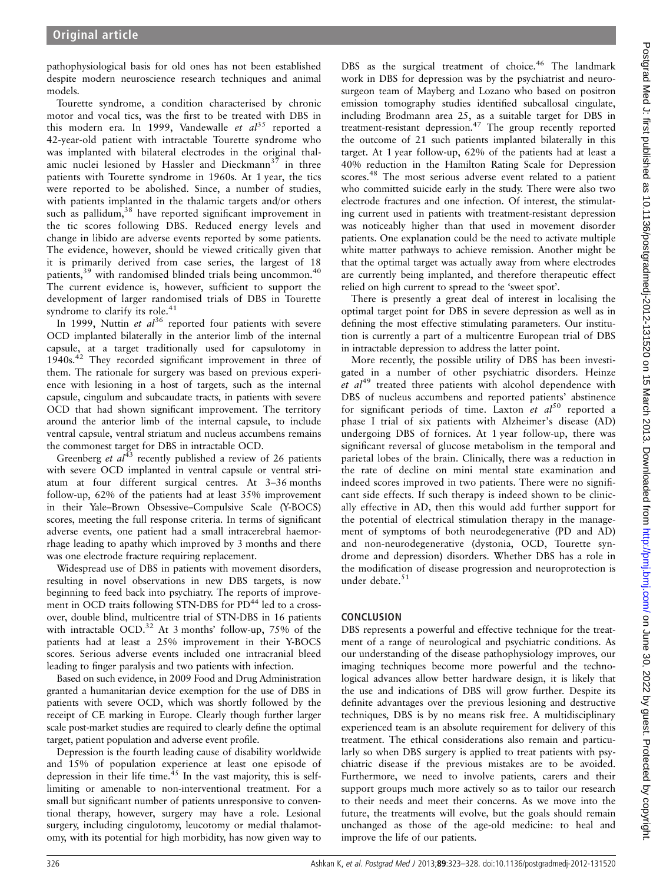pathophysiological basis for old ones has not been established despite modern neuroscience research techniques and animal models.

Tourette syndrome, a condition characterised by chronic motor and vocal tics, was the first to be treated with DBS in this modern era. In 1999, Vandewalle *et al*[35] reported a 42-year-old patient with intractable Tourette syndrome who was implanted with bilateral electrodes in the original thalamic nuclei lesioned by Hassler and Dieckmann[37] in three patients with Tourette syndrome in 1960s. At 1 year, the tics were reported to be abolished. Since, a number of studies, with patients implanted in the thalamic targets and/or others such as pallidum,[38] have reported significant improvement in the tic scores following DBS. Reduced energy levels and change in libido are adverse events reported by some patients. The evidence, however, should be viewed critically given that it is primarily derived from case series, the largest of 18 patients,[39] with randomised blinded trials being uncommon.[40] The current evidence is, however, sufficient to support the development of larger randomised trials of DBS in Tourette syndrome to clarify its role.[41]

In 1999, Nuttin *et al*[36] reported four patients with severe OCD implanted bilaterally in the anterior limb of the internal capsule, at a target traditionally used for capsulotomy in 1940s.[42] They recorded significant improvement in three of them. The rationale for surgery was based on previous experience with lesioning in a host of targets, such as the internal capsule, cingulum and subcaudate tracts, in patients with severe OCD that had shown significant improvement. The territory around the anterior limb of the internal capsule, to include ventral capsule, ventral striatum and nucleus accumbens remains the commonest target for DBS in intractable OCD.

Greenberg *et al*[43] recently published a review of 26 patients with severe OCD implanted in ventral capsule or ventral striatum at four different surgical centres. At 3–36 months follow-up, 62% of the patients had at least 35% improvement in their Yale–Brown Obsessive–Compulsive Scale (Y-BOCS) scores, meeting the full response criteria. In terms of significant adverse events, one patient had a small intracerebral haemorrhage leading to apathy which improved by 3 months and there was one electrode fracture requiring replacement.

Widespread use of DBS in patients with movement disorders, resulting in novel observations in new DBS targets, is now beginning to feed back into psychiatry. The reports of improvement in OCD traits following STN-DBS for PD[44] led to a crossover, double blind, multicentre trial of STN-DBS in 16 patients with intractable OCD.[32] At 3 months' follow-up, 75% of the patients had at least a 25% improvement in their Y-BOCS scores. Serious adverse events included one intracranial bleed leading to finger paralysis and two patients with infection.

Based on such evidence, in 2009 Food and Drug Administration granted a humanitarian device exemption for the use of DBS in patients with severe OCD, which was shortly followed by the receipt of CE marking in Europe. Clearly though further larger scale post-market studies are required to clearly define the optimal target, patient population and adverse event profile.

Depression is the fourth leading cause of disability worldwide and 15% of population experience at least one episode of depression in their life time.[45] In the vast majority, this is self-limiting or amenable to non-interventional treatment. For a small but significant number of patients unresponsive to conventional therapy, however, surgery may have a role. Lesional surgery, including cingulotomy, leucotomy or medial thalamotomy, with its potential for high morbidity, has now given way to DBS as the surgical treatment of choice.[46] The landmark work in DBS for depression was by the psychiatrist and neurosurgeon team of Mayberg and Lozano who based on positron emission tomography studies identified subcallosal cingulate, including Brodmann area 25, as a suitable target for DBS in treatment-resistant depression.[47] The group recently reported the outcome of 21 such patients implanted bilaterally in this target. At 1 year follow-up, 62% of the patients had at least a 40% reduction in the Hamilton Rating Scale for Depression scores.[48] The most serious adverse event related to a patient who committed suicide early in the study. There were also two electrode fractures and one infection. Of interest, the stimulating current used in patients with treatment-resistant depression was noticeably higher than that used in movement disorder patients. One explanation could be the need to activate multiple white matter pathways to achieve remission. Another might be that the optimal target was actually away from where electrodes are currently being implanted, and therefore therapeutic effect relied on high current to spread to the 'sweet spot'.

There is presently a great deal of interest in localising the optimal target point for DBS in severe depression as well as in defining the most effective stimulating parameters. Our institution is currently a part of a multicentre European trial of DBS in intractable depression to address the latter point.

More recently, the possible utility of DBS has been investigated in a number of other psychiatric disorders. Heinze *et al*[49] treated three patients with alcohol dependence with DBS of nucleus accumbens and reported patients' abstinence for significant periods of time. Laxton *et al*[50] reported a phase I trial of six patients with Alzheimer's disease (AD) undergoing DBS of fornices. At 1 year follow-up, there was significant reversal of glucose metabolism in the temporal and parietal lobes of the brain. Clinically, there was a reduction in the rate of decline on mini mental state examination and indeed scores improved in two patients. There were no significant side effects. If such therapy is indeed shown to be clinically effective in AD, then this would add further support for the potential of electrical stimulation therapy in the management of symptoms of both neurodegenerative (PD and AD) and non-neurodegenerative (dystonia, OCD, Tourette syndrome and depression) disorders. Whether DBS has a role in the modification of disease progression and neuroprotection is under debate.[51]

## CONCLUSION

DBS represents a powerful and effective technique for the treatment of a range of neurological and psychiatric conditions. As our understanding of the disease pathophysiology improves, our imaging techniques become more powerful and the technological advances allow better hardware design, it is likely that the use and indications of DBS will grow further. Despite its definite advantages over the previous lesioning and destructive techniques, DBS is by no means risk free. A multidisciplinary experienced team is an absolute requirement for delivery of this treatment. The ethical considerations also remain and particularly so when DBS surgery is applied to treat patients with psychiatric disease if the previous mistakes are to be avoided. Furthermore, we need to involve patients, carers and their support groups much more actively so as to tailor our research to their needs and meet their concerns. As we move into the future, the treatments will evolve, but the goals should remain unchanged as those of the age-old medicine: to heal and improve the life of our patients.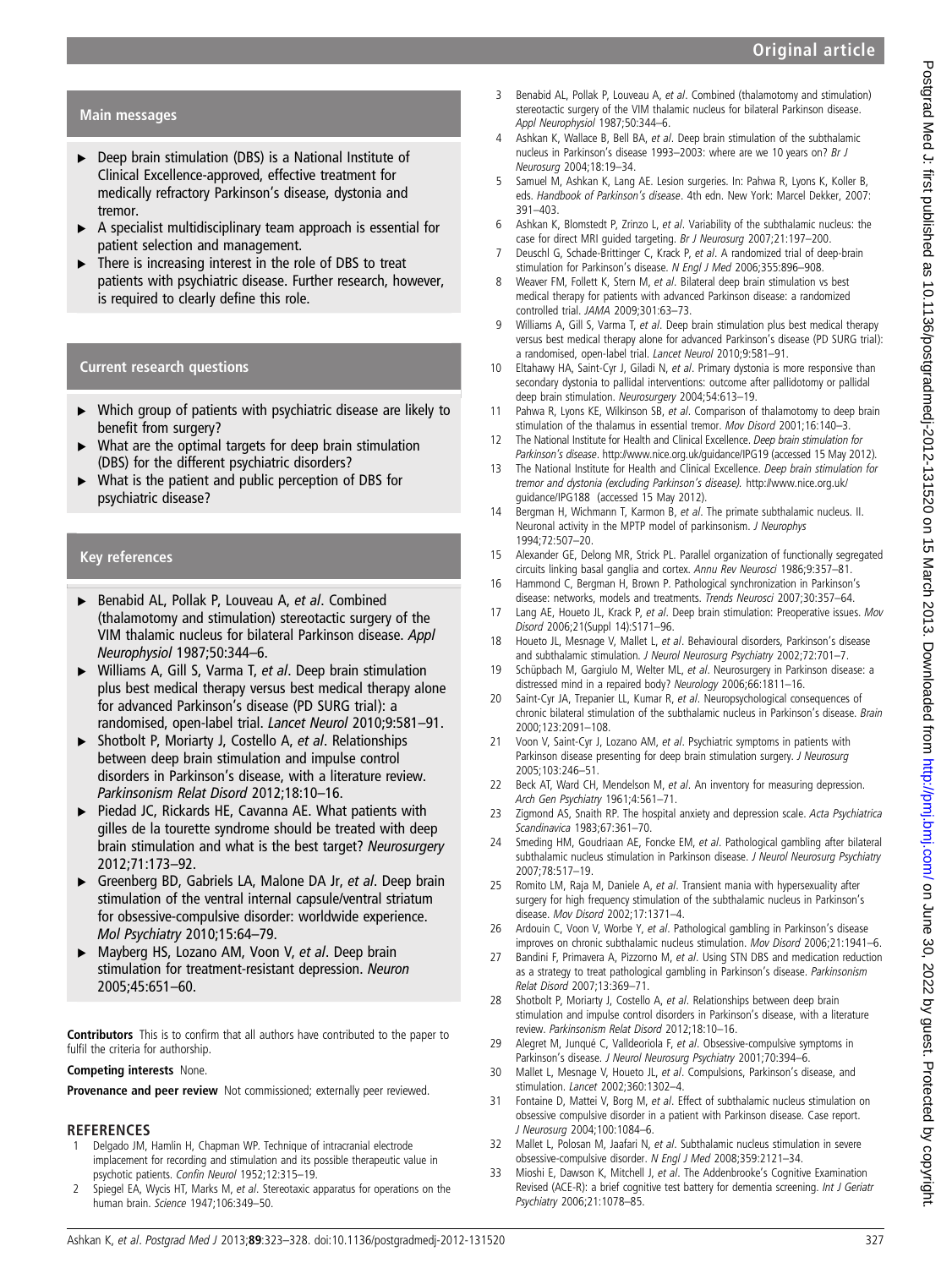## Main messages

- Deep brain stimulation (DBS) is a National Institute of Clinical Excellence-approved, effective treatment for medically refractory Parkinson's disease, dystonia and tremor.
- A specialist multidisciplinary team approach is essential for patient selection and management.
- There is increasing interest in the role of DBS to treat patients with psychiatric disease. Further research, however, is required to clearly define this role.

## Current research questions

- Which group of patients with psychiatric disease are likely to benefit from surgery?
- What are the optimal targets for deep brain stimulation (DBS) for the different psychiatric disorders?
- What is the patient and public perception of DBS for psychiatric disease?

## Key references

- Benabid AL, Pollak P, Louveau A, *et al*. Combined (thalamotomy and stimulation) stereotactic surgery of the VIM thalamic nucleus for bilateral Parkinson disease. *Appl Neurophysiol* 1987;50:344–6.
- Williams A, Gill S, Varma T, *et al*. Deep brain stimulation plus best medical therapy versus best medical therapy alone for advanced Parkinson's disease (PD SURG trial): a randomised, open-label trial. *Lancet Neurol* 2010;9:581–91.
- Shotbolt P, Moriarty J, Costello A, *et al*. Relationships between deep brain stimulation and impulse control disorders in Parkinson's disease, with a literature review. *Parkinsonism Relat Disord* 2012;18:10–16.
- Piedad JC, Rickards HE, Cavanna AE. What patients with gilles de la tourette syndrome should be treated with deep brain stimulation and what is the best target? *Neurosurgery* 2012;71:173–92.
- Greenberg BD, Gabriels LA, Malone DA Jr, *et al*. Deep brain stimulation of the ventral internal capsule/ventral striatum for obsessive-compulsive disorder: worldwide experience. *Mol Psychiatry* 2010;15:64–79.
- Mayberg HS, Lozano AM, Voon V, *et al*. Deep brain stimulation for treatment-resistant depression. *Neuron* 2005;45:651–60.

**Contributors** This is to confirm that all authors have contributed to the paper to fulfil the criteria for authorship.

**Competing interests** None.

**Provenance and peer review** Not commissioned; externally peer reviewed.

## REFERENCES

1. Delgado JM, Hamlin H, Chapman WP. Technique of intracranial electrode implacement for recording and stimulation and its possible therapeutic value in psychotic patients. *Confin Neurol* 1952;12:315–19.
2. Spiegel EA, Wycis HT, Marks M, *et al*. Stereotaxic apparatus for operations on the human brain. *Science* 1947;106:349–50.
3. Benabid AL, Pollak P, Louveau A, *et al*. Combined (thalamotomy and stimulation) stereotactic surgery of the VIM thalamic nucleus for bilateral Parkinson disease. *Appl Neurophysiol* 1987;50:344–6.
4. Ashkan K, Wallace B, Bell BA, *et al*. Deep brain stimulation of the subthalamic nucleus in Parkinson's disease 1993–2003: where are we 10 years on? *Br J Neurosurg* 2004;18:19–34.
5. Samuel M, Ashkan K, Lang AE. Lesion surgeries. In: Pahwa R, Lyons K, Koller B, eds. *Handbook of Parkinson's disease*. 4th edn. New York: Marcel Dekker, 2007: 391–403.
6. Ashkan K, Blomstedt P, Zrinzo L, *et al*. Variability of the subthalamic nucleus: the case for direct MRI guided targeting. *Br J Neurosurg* 2007;21:197–200.
7. Deuschl G, Schade-Brittinger C, Krack P, *et al*. A randomized trial of deep-brain stimulation for Parkinson's disease. *N Engl J Med* 2006;355:896–908.
8. Weaver FM, Follett K, Stern M, *et al*. Bilateral deep brain stimulation vs best medical therapy for patients with advanced Parkinson disease: a randomized controlled trial. *JAMA* 2009;301:63–73.
9. Williams A, Gill S, Varma T, *et al*. Deep brain stimulation plus best medical therapy versus best medical therapy alone for advanced Parkinson's disease (PD SURG trial): a randomised, open-label trial. *Lancet Neurol* 2010;9:581–91.
10. Eltahawy HA, Saint-Cyr J, Giladi N, *et al*. Primary dystonia is more responsive than secondary dystonia to pallidal interventions: outcome after pallidotomy or pallidal deep brain stimulation. *Neurosurgery* 2004;54:613–19.
11. Pahwa R, Lyons KE, Wilkinson SB, *et al*. Comparison of thalamotomy to deep brain stimulation of the thalamus in essential tremor. *Mov Disord* 2001;16:140–3.
12. The National Institute for Health and Clinical Excellence. *Deep brain stimulation for Parkinson's disease*. http://www.nice.org.uk/guidance/IPG19 (accessed 15 May 2012).
13. The National Institute for Health and Clinical Excellence. *Deep brain stimulation for tremor and dystonia (excluding Parkinson's disease)*. http://www.nice.org.uk/guidance/IPG188 (accessed 15 May 2012).
14. Bergman H, Wichmann T, Karmon B, *et al*. The primate subthalamic nucleus. II. Neuronal activity in the MPTP model of parkinsonism. *J Neurophys* 1994;72:507–20.
15. Alexander GE, Delong MR, Strick PL. Parallel organization of functionally segregated circuits linking basal ganglia and cortex. *Annu Rev Neurosci* 1986;9:357–81.
16. Hammond C, Bergman H, Brown P. Pathological synchronization in Parkinson's disease: networks, models and treatments. *Trends Neurosci* 2007;30:357–64.
17. Lang AE, Houeto JL, Krack P, *et al*. Deep brain stimulation: Preoperative issues. *Mov Disord* 2006;21(Suppl 14):S171–96.
18. Houeto JL, Mesnage V, Mallet L, *et al*. Behavioural disorders, Parkinson's disease and subthalamic stimulation. *J Neurol Neurosurg Psychiatry* 2002;72:701–7.
19. Schüpbach M, Gargiulo M, Welter ML, *et al*. Neurosurgery in Parkinson disease: a distressed mind in a repaired body? *Neurology* 2006;66:1811–16.
20. Saint-Cyr JA, Trepanier LL, Kumar R, *et al*. Neuropsychological consequences of chronic bilateral stimulation of the subthalamic nucleus in Parkinson's disease. *Brain* 2000;123:2091–108.
21. Voon V, Saint-Cyr J, Lozano AM, *et al*. Psychiatric symptoms in patients with Parkinson disease presenting for deep brain stimulation surgery. *J Neurosurg* 2005;103:246–51.
22. Beck AT, Ward CH, Mendelson M, *et al*. An inventory for measuring depression. *Arch Gen Psychiatry* 1961;4:561–71.
23. Zigmond AS, Snaith RP. The hospital anxiety and depression scale. *Acta Psychiatrica Scandinavica* 1983;67:361–70.
24. Smeding HM, Goudriaan AE, Foncke EM, *et al*. Pathological gambling after bilateral subthalamic nucleus stimulation in Parkinson disease. *J Neurol Neurosurg Psychiatry* 2007;78:517–19.
25. Romito LM, Raja M, Daniele A, *et al*. Transient mania with hypersexuality after surgery for high frequency stimulation of the subthalamic nucleus in Parkinson's disease. *Mov Disord* 2002;17:1371–4.
26. Ardouin C, Voon V, Worbe Y, *et al*. Pathological gambling in Parkinson's disease improves on chronic subthalamic nucleus stimulation. *Mov Disord* 2006;21:1941–6.
27. Bandini F, Primavera A, Pizzorno M, *et al*. Using STN DBS and medication reduction as a strategy to treat pathological gambling in Parkinson's disease. *Parkinsonism Relat Disord* 2007;13:369–71.
28. Shotbolt P, Moriarty J, Costello A, *et al*. Relationships between deep brain stimulation and impulse control disorders in Parkinson's disease, with a literature review. *Parkinsonism Relat Disord* 2012;18:10–16.
29. Alegret M, Junqué C, Valldeoriola F, *et al*. Obsessive-compulsive symptoms in Parkinson's disease. *J Neurol Neurosurg Psychiatry* 2001;70:394–6.
30. Mallet L, Mesnage V, Houeto JL, *et al*. Compulsions, Parkinson's disease, and stimulation. *Lancet* 2002;360:1302–4.
31. Fontaine D, Mattei V, Borg M, *et al*. Effect of subthalamic nucleus stimulation on obsessive compulsive disorder in a patient with Parkinson disease. Case report. *J Neurosurg* 2004;100:1084–6.
32. Mallet L, Polosan M, Jaafari N, *et al*. Subthalamic nucleus stimulation in severe obsessive-compulsive disorder. *N Engl J Med* 2008;359:2121–34.
33. Mioshi E, Dawson K, Mitchell J, *et al*. The Addenbrooke's Cognitive Examination Revised (ACE-R): a brief cognitive test battery for dementia screening. *Int J Geriatr Psychiatry* 2006;21:1078–85.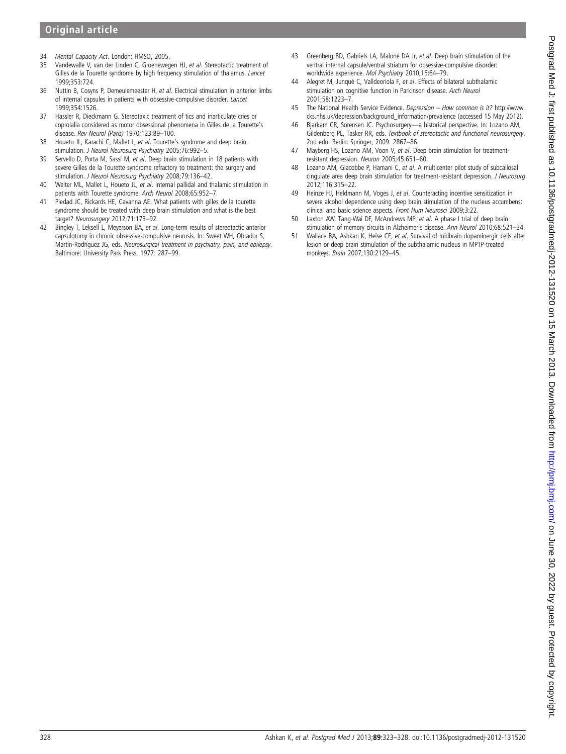34 *Mental Capacity Act*. London: HMSO, 2005.
35 Vandewalle V, van der Linden C, Groenewegen HJ, *et al*. Stereotactic treatment of Gilles de la Tourette syndrome by high frequency stimulation of thalamus. *Lancet* 1999;353:724.
36 Nuttin B, Cosyns P, Demeulemeester H, *et al*. Electrical stimulation in anterior limbs of internal capsules in patients with obsessive-compulsive disorder. *Lancet* 1999;354:1526.
37 Hassler R, Dieckmann G. Stereotaxic treatment of tics and inarticulate cries or coprolalia considered as motor obsessional phenomena in Gilles de la Tourette's disease. *Rev Neurol (Paris)* 1970;123:89–100.
38 Houeto JL, Karachi C, Mallet L, *et al*. Tourette's syndrome and deep brain stimulation. *J Neurol Neurosurg Psychiatry* 2005;76:992–5.
39 Servello D, Porta M, Sassi M, *et al*. Deep brain stimulation in 18 patients with severe Gilles de la Tourette syndrome refractory to treatment: the surgery and stimulation. *J Neurol Neurosurg Psychiatry* 2008;79:136–42.
40 Welter ML, Mallet L, Houeto JL, *et al*. Internal pallidal and thalamic stimulation in patients with Tourette syndrome. *Arch Neurol* 2008;65:952–7.
41 Piedad JC, Rickards HE, Cavanna AE. What patients with gilles de la tourette syndrome should be treated with deep brain stimulation and what is the best target? *Neurosurgery* 2012;71:173–92.
42 Bingley T, Leksell L, Meyerson BA, *et al*. Long-term results of stereotactic anterior capsulotomy in chronic obsessive-compulsive neurosis. In: Sweet WH, Obrador S, Martín-Rodríguez JG, eds. *Neurosurgical treatment in psychiatry, pain, and epilepsy*. Baltimore: University Park Press, 1977: 287–99.
43 Greenberg BD, Gabriels LA, Malone DA Jr, *et al*. Deep brain stimulation of the ventral internal capsule/ventral striatum for obsessive-compulsive disorder: worldwide experience. *Mol Psychiatry* 2010;15:64–79.
44 Alegret M, Junqué C, Valldeoriola F, *et al*. Effects of bilateral subthalamic stimulation on cognitive function in Parkinson disease. *Arch Neurol* 2001;58:1223–7.
45 The National Health Service Evidence. *Depression – How common is it?* http://www.cks.nhs.uk/depression/background_information/prevalence (accessed 15 May 2012).
46 Bjarkam CR, Sorensen JC. Psychosurgery—a historical perspective. In: Lozano AM, Gildenberg PL, Tasker RR, eds. *Textbook of stereotactic and functional neurosurgery*. 2nd edn. Berlin: Springer, 2009: 2867–86.
47 Mayberg HS, Lozano AM, Voon V, *et al*. Deep brain stimulation for treatment-resistant depression. *Neuron* 2005;45:651–60.
48 Lozano AM, Giacobbe P, Hamani C, *et al*. A multicenter pilot study of subcallosal cingulate area deep brain stimulation for treatment-resistant depression. *J Neurosurg* 2012;116:315–22.
49 Heinze HJ, Heldmann M, Voges J, *et al*. Counteracting incentive sensitization in severe alcohol dependence using deep brain stimulation of the nucleus accumbens: clinical and basic science aspects. *Front Hum Neurosci* 2009;3:22.
50 Laxton AW, Tang-Wai DF, McAndrews MP, *et al*. A phase I trial of deep brain stimulation of memory circuits in Alzheimer's disease. *Ann Neurol* 2010;68:521–34.
51 Wallace BA, Ashkan K, Heise CE, *et al*. Survival of midbrain dopaminergic cells after lesion or deep brain stimulation of the subthalamic nucleus in MPTP-treated monkeys. *Brain* 2007;130:2129–45.